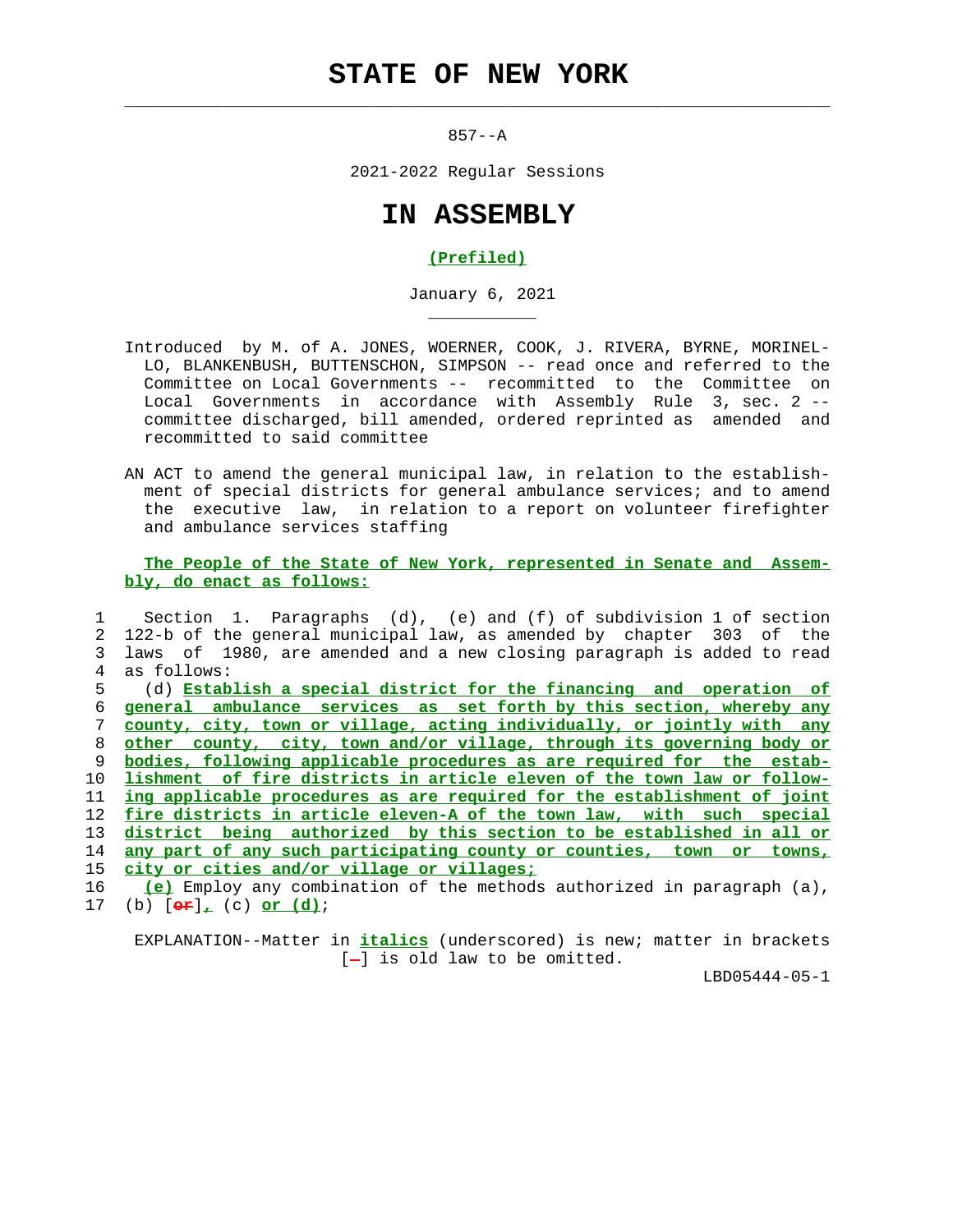# STATE OF NEW YORK

857--A

2021-2022 Regular Sessions

# IN ASSEMBLY

**(Prefiled)**

January 6, 2021

Introduced by M. of A. JONES, WOERNER, COOK, J. RIVERA, BYRNE, MORINELLO, BLANKENBUSH, BUTTENSCHON, SIMPSON -- read once and referred to the Committee on Local Governments -- recommitted to the Committee on Local Governments in accordance with Assembly Rule 3, sec. 2 -- committee discharged, bill amended, ordered reprinted as amended and recommitted to said committee

AN ACT to amend the general municipal law, in relation to the establishment of special districts for general ambulance services; and to amend the executive law, in relation to a report on volunteer firefighter and ambulance services staffing

**The People of the State of New York, represented in Senate and Assembly, do enact as follows:**

1 Section 1. Paragraphs (d), (e) and (f) of subdivision 1 of section 2 122-b of the general municipal law, as amended by chapter 303 of the 3 laws of 1980, are amended and a new closing paragraph is added to read 4 as follows:

5 (d) **Establish a special district for the financing and operation of** 6 **general ambulance services as set forth by this section, whereby any** 7 **county, city, town or village, acting individually, or jointly with any** 8 **other county, city, town and/or village, through its governing body or** 9 **bodies, following applicable procedures as are required for the estab-** 10 **lishment of fire districts in article eleven of the town law or follow-** 11 **ing applicable procedures as are required for the establishment of joint** 12 **fire districts in article eleven-A of the town law, with such special** 13 **district being authorized by this section to be established in all or** 14 **any part of any such participating county or counties, town or towns,** 15 **city or cities and/or village or villages;**

16 **(e)** Employ any combination of the methods authorized in paragraph (a), 17 (b) [or], (c) **or (d)**;

EXPLANATION--Matter in *italics* (underscored) is new; matter in brackets [-] is old law to be omitted.

LBD05444-05-1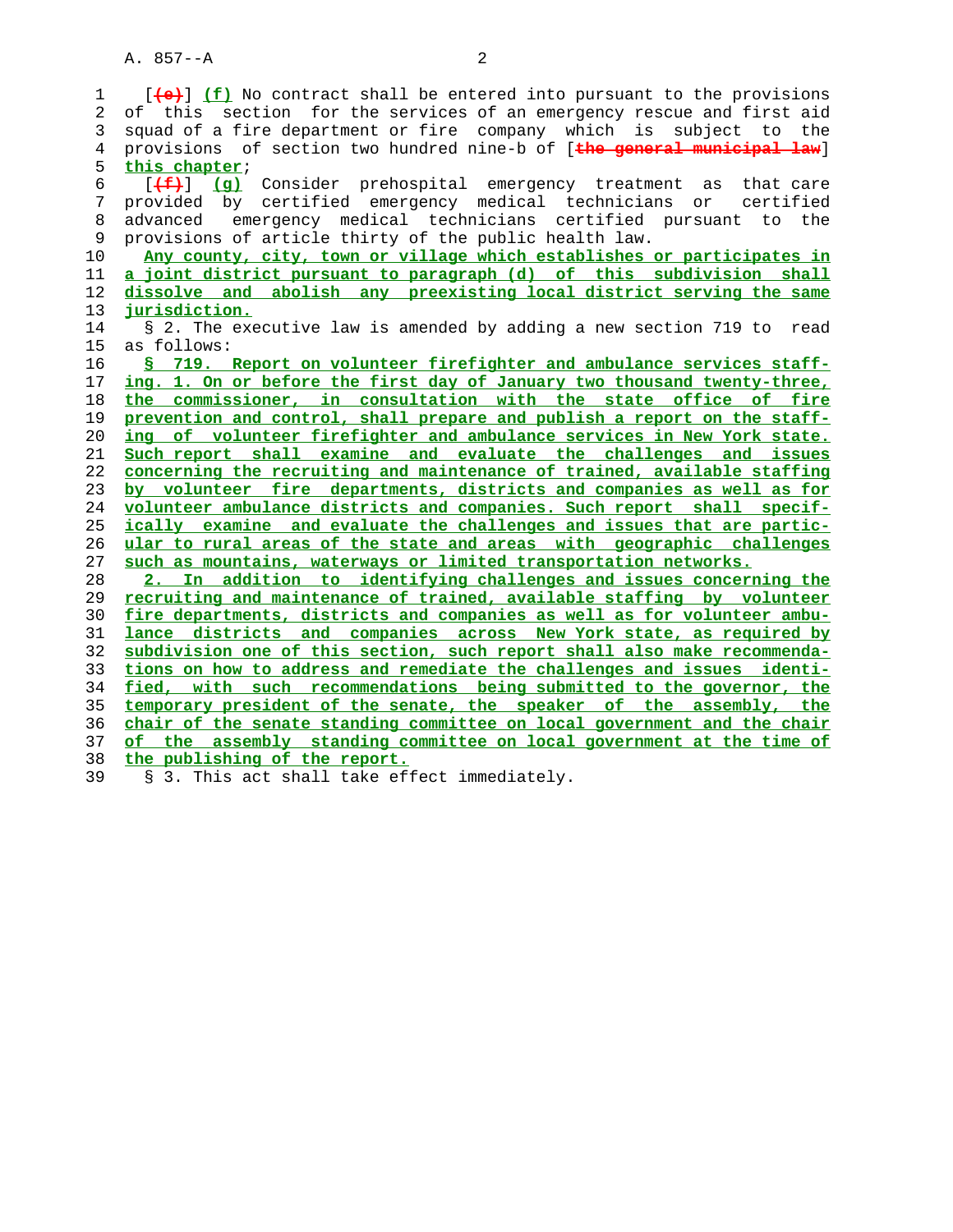[(e)] (f) No contract shall be entered into pursuant to the provisions of this section for the services of an emergency rescue and first aid squad of a fire department or fire company which is subject to the provisions of section two hundred nine-b of [the general municipal law] this chapter;

[(f)] (g) Consider prehospital emergency treatment as that care provided by certified emergency medical technicians or certified advanced emergency medical technicians certified pursuant to the provisions of article thirty of the public health law.

Any county, city, town or village which establishes or participates in a joint district pursuant to paragraph (d) of this subdivision shall dissolve and abolish any preexisting local district serving the same jurisdiction.

§ 2. The executive law is amended by adding a new section 719 to read as follows:

§ 719. Report on volunteer firefighter and ambulance services staffing. 1. On or before the first day of January two thousand twenty-three, the commissioner, in consultation with the state office of fire prevention and control, shall prepare and publish a report on the staffing of volunteer firefighter and ambulance services in New York state. Such report shall examine and evaluate the challenges and issues concerning the recruiting and maintenance of trained, available staffing by volunteer fire departments, districts and companies as well as for volunteer ambulance districts and companies. Such report shall specifically examine and evaluate the challenges and issues that are particular to rural areas of the state and areas with geographic challenges such as mountains, waterways or limited transportation networks.

2. In addition to identifying challenges and issues concerning the recruiting and maintenance of trained, available staffing by volunteer fire departments, districts and companies as well as for volunteer ambulance districts and companies across New York state, as required by subdivision one of this section, such report shall also make recommendations on how to address and remediate the challenges and issues identified, with such recommendations being submitted to the governor, the temporary president of the senate, the speaker of the assembly, the chair of the senate standing committee on local government and the chair of the assembly standing committee on local government at the time of the publishing of the report.

§ 3. This act shall take effect immediately.